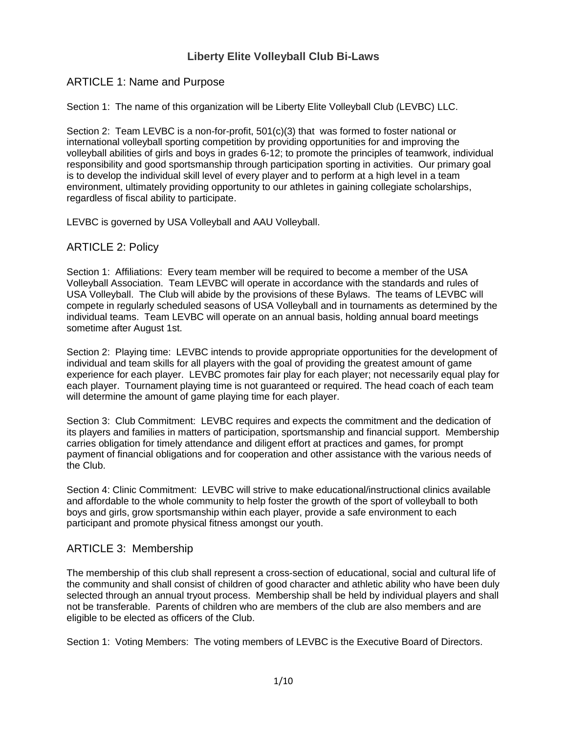# Liberty Elite Volleyball Club Bi-Laws

## ARTICLE 1: Name and Purpose

Section 1: The name of this organization will be Liberty Elite Volleyball Club (LEVBC) LLC.

Section 2: Team LEVBC is a non-for-profit, 501(c)(3) that was formed to foster national or international volleyball sporting competition by providing opportunities for and improving the volleyball abilities of girls and boys in grades 6-12; to promote the principles of teamwork, individual responsibility and good sportsmanship through participation sporting in activities. Our primary goal is to develop the individual skill level of every player and to perform at a high level in a team environment, ultimately providing opportunity to our athletes in gaining collegiate scholarships, regardless of fiscal ability to participate.

LEVBC is governed by USA Volleyball and AAU Volleyball.

## ARTICLE 2: Policy

Section 1: Affiliations: Every team member will be required to become a member of the USA Volleyball Association. Team LEVBC will operate in accordance with the standards and rules of USA Volleyball. The Club will abide by the provisions of these Bylaws. The teams of LEVBC will compete in regularly scheduled seasons of USA Volleyball and in tournaments as determined by the individual teams. Team LEVBC will operate on an annual basis, holding annual board meetings sometime after August 1st.

Section 2: Playing time: LEVBC intends to provide appropriate opportunities for the development of individual and team skills for all players with the goal of providing the greatest amount of game experience for each player. LEVBC promotes fair play for each player; not necessarily equal play for each player. Tournament playing time is not guaranteed or required. The head coach of each team will determine the amount of game playing time for each player.

Section 3: Club Commitment: LEVBC requires and expects the commitment and the dedication of its players and families in matters of participation, sportsmanship and financial support. Membership carries obligation for timely attendance and diligent effort at practices and games, for prompt payment of financial obligations and for cooperation and other assistance with the various needs of the Club.

Section 4: Clinic Commitment: LEVBC will strive to make educational/instructional clinics available and affordable to the whole community to help foster the growth of the sport of volleyball to both boys and girls, grow sportsmanship within each player, provide a safe environment to each participant and promote physical fitness amongst our youth.

## ARTICLE 3: Membership

The membership of this club shall represent a cross-section of educational, social and cultural life of the community and shall consist of children of good character and athletic ability who have been duly selected through an annual tryout process. Membership shall be held by individual players and shall not be transferable. Parents of children who are members of the club are also members and are eligible to be elected as officers of the Club.

Section 1: Voting Members: The voting members of LEVBC is the Executive Board of Directors.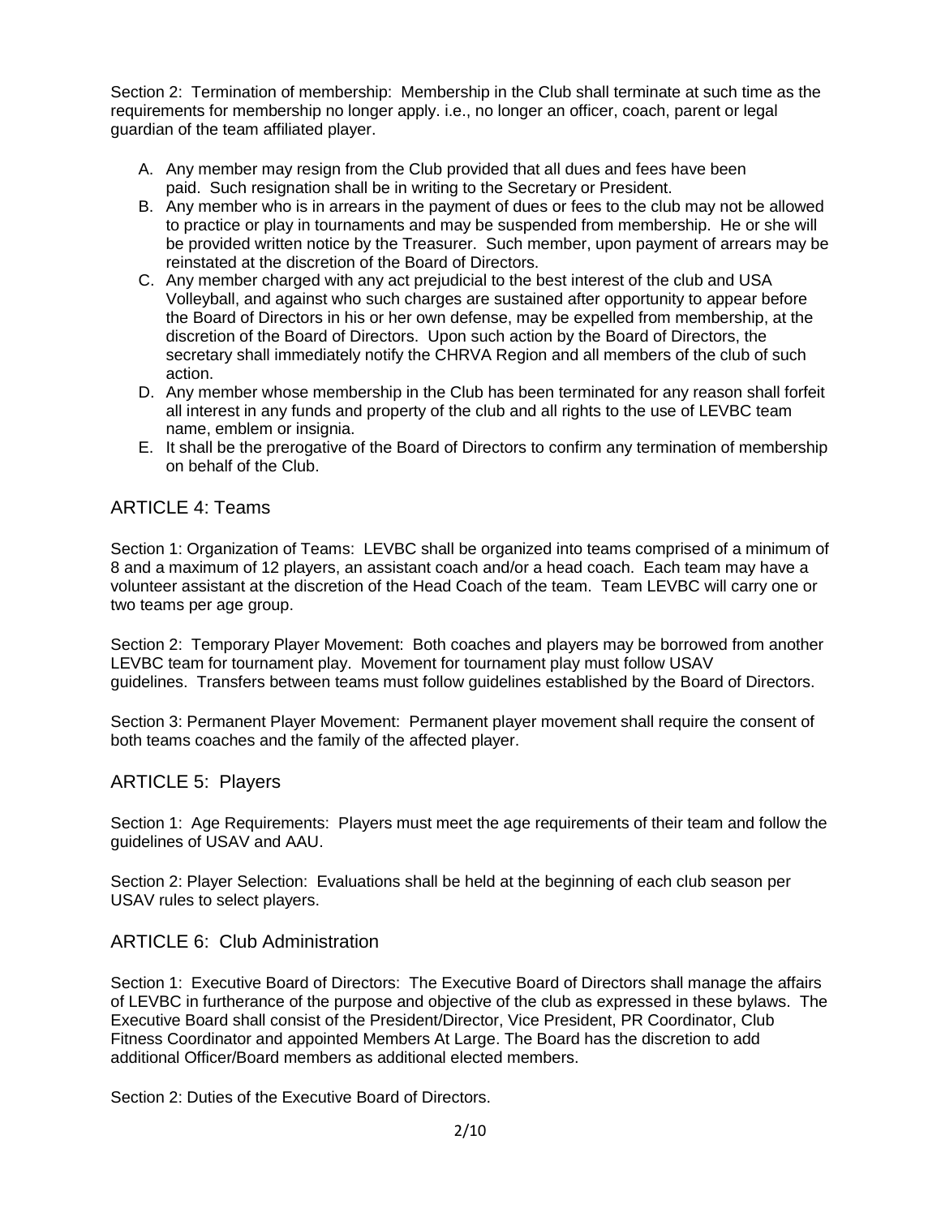Section 2: Termination of membership: Membership in the Club shall terminate at such time as the requirements for membership no longer apply. i.e., no longer an officer, coach, parent or legal guardian of the team affiliated player.

A. Any member may resign from the Club provided that all dues and fees have been paid. Such resignation shall be in writing to the Secretary or President.
B. Any member who is in arrears in the payment of dues or fees to the club may not be allowed to practice or play in tournaments and may be suspended from membership. He or she will be provided written notice by the Treasurer. Such member, upon payment of arrears may be reinstated at the discretion of the Board of Directors.
C. Any member charged with any act prejudicial to the best interest of the club and USA Volleyball, and against who such charges are sustained after opportunity to appear before the Board of Directors in his or her own defense, may be expelled from membership, at the discretion of the Board of Directors. Upon such action by the Board of Directors, the secretary shall immediately notify the CHRVA Region and all members of the club of such action.
D. Any member whose membership in the Club has been terminated for any reason shall forfeit all interest in any funds and property of the club and all rights to the use of LEVBC team name, emblem or insignia.
E. It shall be the prerogative of the Board of Directors to confirm any termination of membership on behalf of the Club.

## ARTICLE 4: Teams

Section 1: Organization of Teams: LEVBC shall be organized into teams comprised of a minimum of 8 and a maximum of 12 players, an assistant coach and/or a head coach. Each team may have a volunteer assistant at the discretion of the Head Coach of the team. Team LEVBC will carry one or two teams per age group.

Section 2: Temporary Player Movement: Both coaches and players may be borrowed from another LEVBC team for tournament play. Movement for tournament play must follow USAV guidelines. Transfers between teams must follow guidelines established by the Board of Directors.

Section 3: Permanent Player Movement: Permanent player movement shall require the consent of both teams coaches and the family of the affected player.

## ARTICLE 5: Players

Section 1: Age Requirements: Players must meet the age requirements of their team and follow the guidelines of USAV and AAU.

Section 2: Player Selection: Evaluations shall be held at the beginning of each club season per USAV rules to select players.

## ARTICLE 6: Club Administration

Section 1: Executive Board of Directors: The Executive Board of Directors shall manage the affairs of LEVBC in furtherance of the purpose and objective of the club as expressed in these bylaws. The Executive Board shall consist of the President/Director, Vice President, PR Coordinator, Club Fitness Coordinator and appointed Members At Large. The Board has the discretion to add additional Officer/Board members as additional elected members.

Section 2: Duties of the Executive Board of Directors.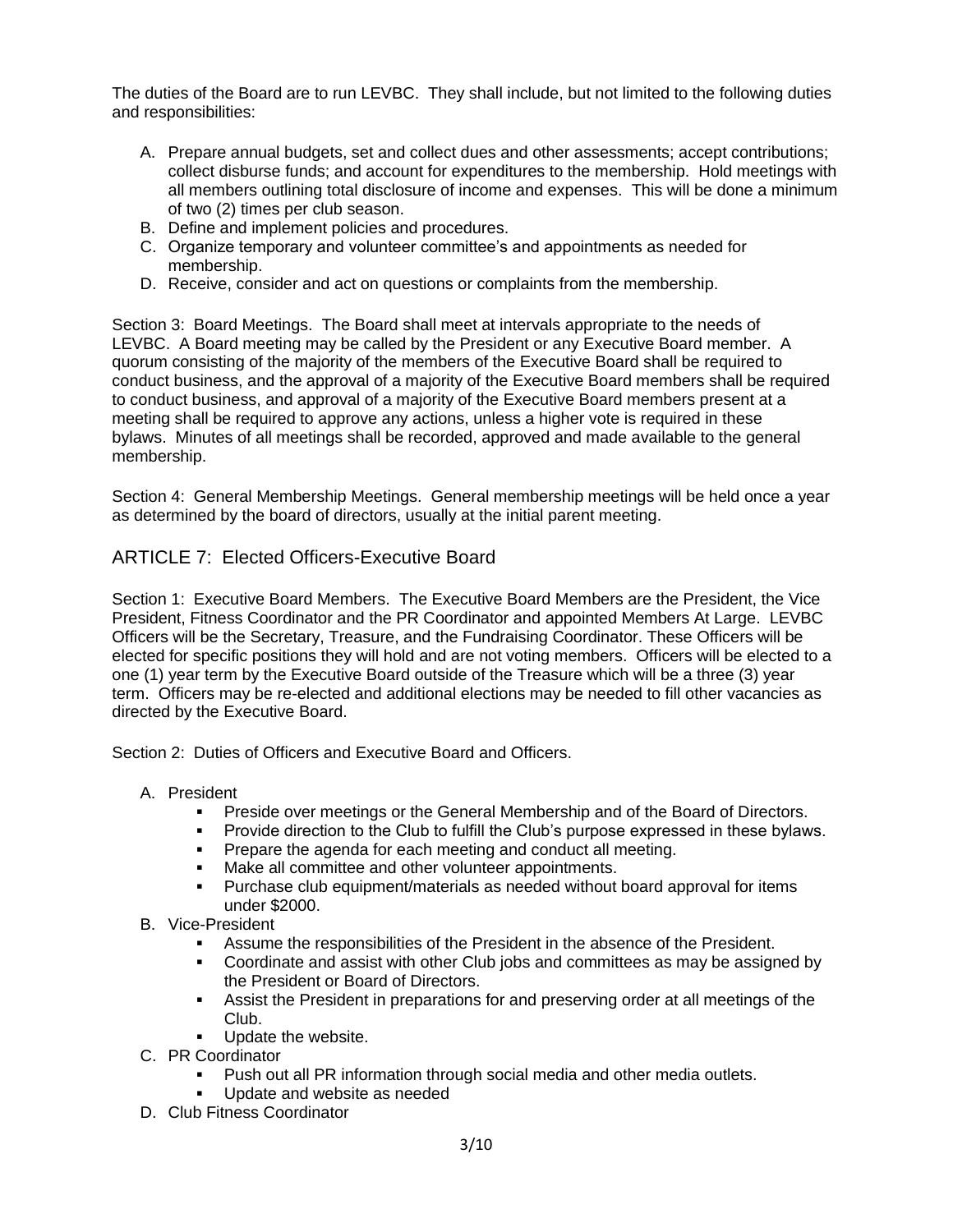The duties of the Board are to run LEVBC. They shall include, but not limited to the following duties and responsibilities:

A. Prepare annual budgets, set and collect dues and other assessments; accept contributions; collect disburse funds; and account for expenditures to the membership. Hold meetings with all members outlining total disclosure of income and expenses. This will be done a minimum of two (2) times per club season.
B. Define and implement policies and procedures.
C. Organize temporary and volunteer committee's and appointments as needed for membership.
D. Receive, consider and act on questions or complaints from the membership.

Section 3: Board Meetings. The Board shall meet at intervals appropriate to the needs of LEVBC. A Board meeting may be called by the President or any Executive Board member. A quorum consisting of the majority of the members of the Executive Board shall be required to conduct business, and the approval of a majority of the Executive Board members shall be required to conduct business, and approval of a majority of the Executive Board members present at a meeting shall be required to approve any actions, unless a higher vote is required in these bylaws. Minutes of all meetings shall be recorded, approved and made available to the general membership.

Section 4: General Membership Meetings. General membership meetings will be held once a year as determined by the board of directors, usually at the initial parent meeting.

## ARTICLE 7: Elected Officers-Executive Board

Section 1: Executive Board Members. The Executive Board Members are the President, the Vice President, Fitness Coordinator and the PR Coordinator and appointed Members At Large. LEVBC Officers will be the Secretary, Treasure, and the Fundraising Coordinator. These Officers will be elected for specific positions they will hold and are not voting members. Officers will be elected to a one (1) year term by the Executive Board outside of the Treasure which will be a three (3) year term. Officers may be re-elected and additional elections may be needed to fill other vacancies as directed by the Executive Board.

Section 2: Duties of Officers and Executive Board and Officers.

A. President
   - Preside over meetings or the General Membership and of the Board of Directors.
   - Provide direction to the Club to fulfill the Club's purpose expressed in these bylaws.
   - Prepare the agenda for each meeting and conduct all meeting.
   - Make all committee and other volunteer appointments.
   - Purchase club equipment/materials as needed without board approval for items under $2000.
B. Vice-President
   - Assume the responsibilities of the President in the absence of the President.
   - Coordinate and assist with other Club jobs and committees as may be assigned by the President or Board of Directors.
   - Assist the President in preparations for and preserving order at all meetings of the Club.
   - Update the website.
C. PR Coordinator
   - Push out all PR information through social media and other media outlets.
   - Update and website as needed
D. Club Fitness Coordinator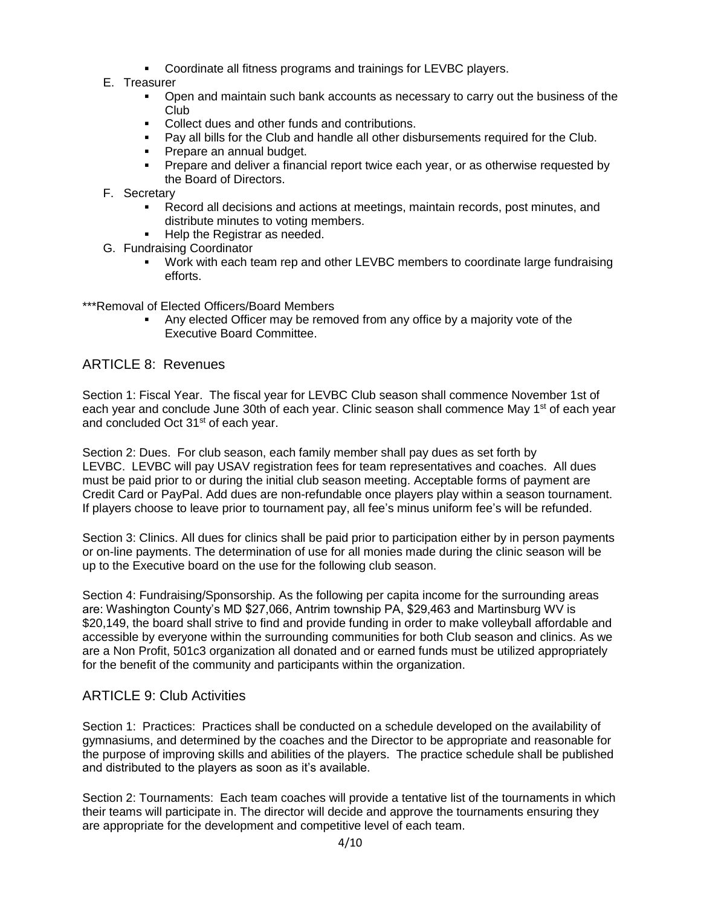- Coordinate all fitness programs and trainings for LEVBC players.

E. Treasurer
   - Open and maintain such bank accounts as necessary to carry out the business of the Club
   - Collect dues and other funds and contributions.
   - Pay all bills for the Club and handle all other disbursements required for the Club.
   - Prepare an annual budget.
   - Prepare and deliver a financial report twice each year, or as otherwise requested by the Board of Directors.

F. Secretary
   - Record all decisions and actions at meetings, maintain records, post minutes, and distribute minutes to voting members.
   - Help the Registrar as needed.

G. Fundraising Coordinator
   - Work with each team rep and other LEVBC members to coordinate large fundraising efforts.

***Removal of Elected Officers/Board Members

- Any elected Officer may be removed from any office by a majority vote of the Executive Board Committee.

## ARTICLE 8: Revenues

Section 1: Fiscal Year. The fiscal year for LEVBC Club season shall commence November 1st of each year and conclude June 30th of each year. Clinic season shall commence May 1st of each year and concluded Oct 31st of each year.

Section 2: Dues. For club season, each family member shall pay dues as set forth by LEVBC. LEVBC will pay USAV registration fees for team representatives and coaches. All dues must be paid prior to or during the initial club season meeting. Acceptable forms of payment are Credit Card or PayPal. Add dues are non-refundable once players play within a season tournament. If players choose to leave prior to tournament pay, all fee's minus uniform fee's will be refunded.

Section 3: Clinics. All dues for clinics shall be paid prior to participation either by in person payments or on-line payments. The determination of use for all monies made during the clinic season will be up to the Executive board on the use for the following club season.

Section 4: Fundraising/Sponsorship. As the following per capita income for the surrounding areas are: Washington County's MD $27,066, Antrim township PA, $29,463 and Martinsburg WV is $20,149, the board shall strive to find and provide funding in order to make volleyball affordable and accessible by everyone within the surrounding communities for both Club season and clinics. As we are a Non Profit, 501c3 organization all donated and or earned funds must be utilized appropriately for the benefit of the community and participants within the organization.

## ARTICLE 9: Club Activities

Section 1: Practices: Practices shall be conducted on a schedule developed on the availability of gymnasiums, and determined by the coaches and the Director to be appropriate and reasonable for the purpose of improving skills and abilities of the players. The practice schedule shall be published and distributed to the players as soon as it's available.

Section 2: Tournaments: Each team coaches will provide a tentative list of the tournaments in which their teams will participate in. The director will decide and approve the tournaments ensuring they are appropriate for the development and competitive level of each team.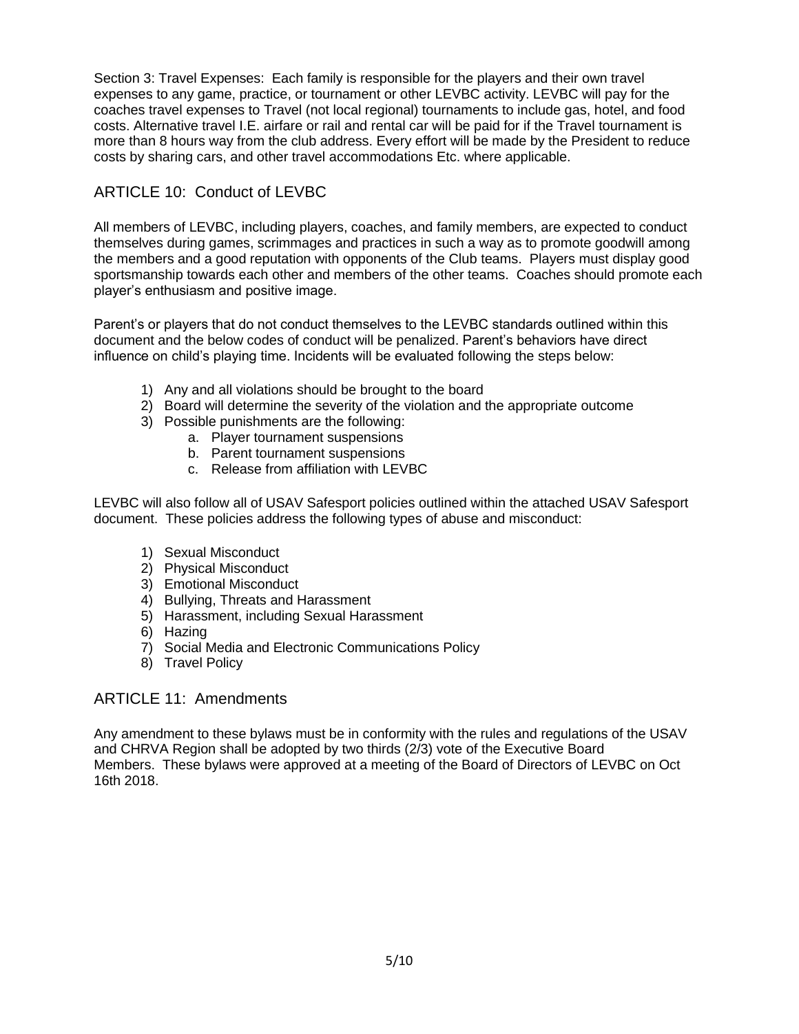Section 3: Travel Expenses: Each family is responsible for the players and their own travel expenses to any game, practice, or tournament or other LEVBC activity. LEVBC will pay for the coaches travel expenses to Travel (not local regional) tournaments to include gas, hotel, and food costs. Alternative travel I.E. airfare or rail and rental car will be paid for if the Travel tournament is more than 8 hours way from the club address. Every effort will be made by the President to reduce costs by sharing cars, and other travel accommodations Etc. where applicable.

## ARTICLE 10: Conduct of LEVBC

All members of LEVBC, including players, coaches, and family members, are expected to conduct themselves during games, scrimmages and practices in such a way as to promote goodwill among the members and a good reputation with opponents of the Club teams. Players must display good sportsmanship towards each other and members of the other teams. Coaches should promote each player's enthusiasm and positive image.

Parent's or players that do not conduct themselves to the LEVBC standards outlined within this document and the below codes of conduct will be penalized. Parent's behaviors have direct influence on child's playing time. Incidents will be evaluated following the steps below:

1) Any and all violations should be brought to the board
2) Board will determine the severity of the violation and the appropriate outcome
3) Possible punishments are the following:
    a. Player tournament suspensions
    b. Parent tournament suspensions
    c. Release from affiliation with LEVBC

LEVBC will also follow all of USAV Safesport policies outlined within the attached USAV Safesport document. These policies address the following types of abuse and misconduct:

1) Sexual Misconduct
2) Physical Misconduct
3) Emotional Misconduct
4) Bullying, Threats and Harassment
5) Harassment, including Sexual Harassment
6) Hazing
7) Social Media and Electronic Communications Policy
8) Travel Policy

## ARTICLE 11: Amendments

Any amendment to these bylaws must be in conformity with the rules and regulations of the USAV and CHRVA Region shall be adopted by two thirds (2/3) vote of the Executive Board Members. These bylaws were approved at a meeting of the Board of Directors of LEVBC on Oct 16th 2018.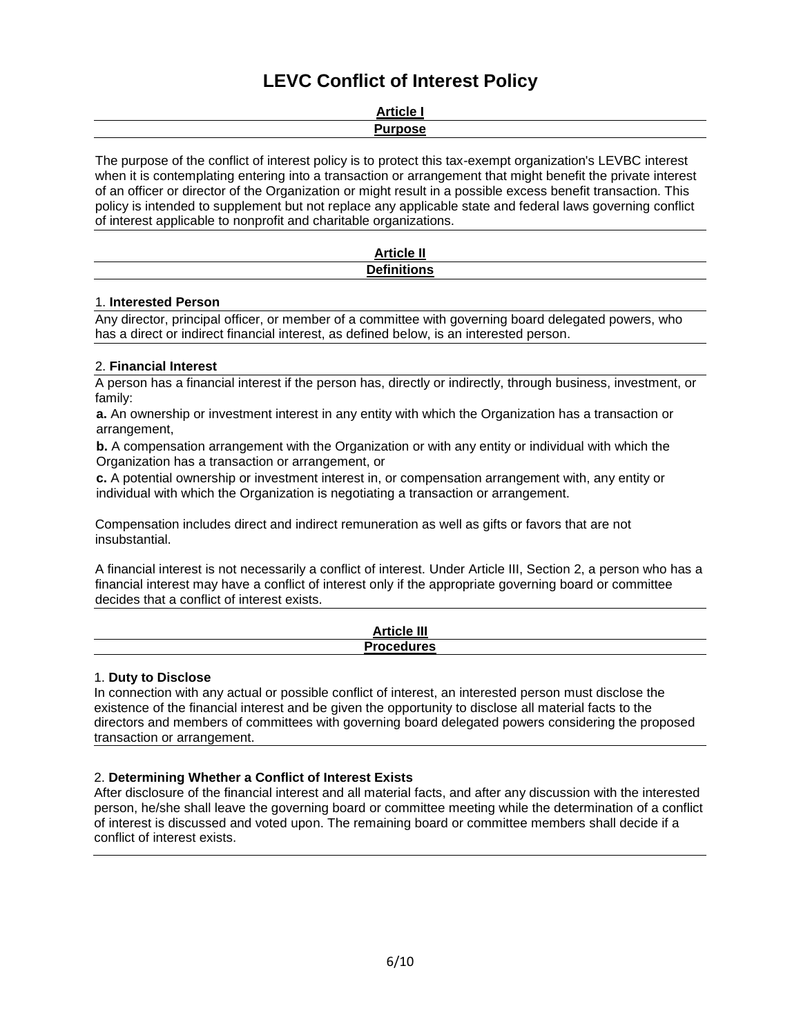# LEVC Conflict of Interest Policy

## Article I
## Purpose

The purpose of the conflict of interest policy is to protect this tax-exempt organization's LEVBC interest when it is contemplating entering into a transaction or arrangement that might benefit the private interest of an officer or director of the Organization or might result in a possible excess benefit transaction. This policy is intended to supplement but not replace any applicable state and federal laws governing conflict of interest applicable to nonprofit and charitable organizations.

## Article II
## Definitions

1. **Interested Person**

Any director, principal officer, or member of a committee with governing board delegated powers, who has a direct or indirect financial interest, as defined below, is an interested person.

2. **Financial Interest**

A person has a financial interest if the person has, directly or indirectly, through business, investment, or family:

**a.** An ownership or investment interest in any entity with which the Organization has a transaction or arrangement,

**b.** A compensation arrangement with the Organization or with any entity or individual with which the Organization has a transaction or arrangement, or

**c.** A potential ownership or investment interest in, or compensation arrangement with, any entity or individual with which the Organization is negotiating a transaction or arrangement.

Compensation includes direct and indirect remuneration as well as gifts or favors that are not insubstantial.

A financial interest is not necessarily a conflict of interest. Under Article III, Section 2, a person who has a financial interest may have a conflict of interest only if the appropriate governing board or committee decides that a conflict of interest exists.

## Article III
## Procedures

1. **Duty to Disclose**

In connection with any actual or possible conflict of interest, an interested person must disclose the existence of the financial interest and be given the opportunity to disclose all material facts to the directors and members of committees with governing board delegated powers considering the proposed transaction or arrangement.

2. **Determining Whether a Conflict of Interest Exists**

After disclosure of the financial interest and all material facts, and after any discussion with the interested person, he/she shall leave the governing board or committee meeting while the determination of a conflict of interest is discussed and voted upon. The remaining board or committee members shall decide if a conflict of interest exists.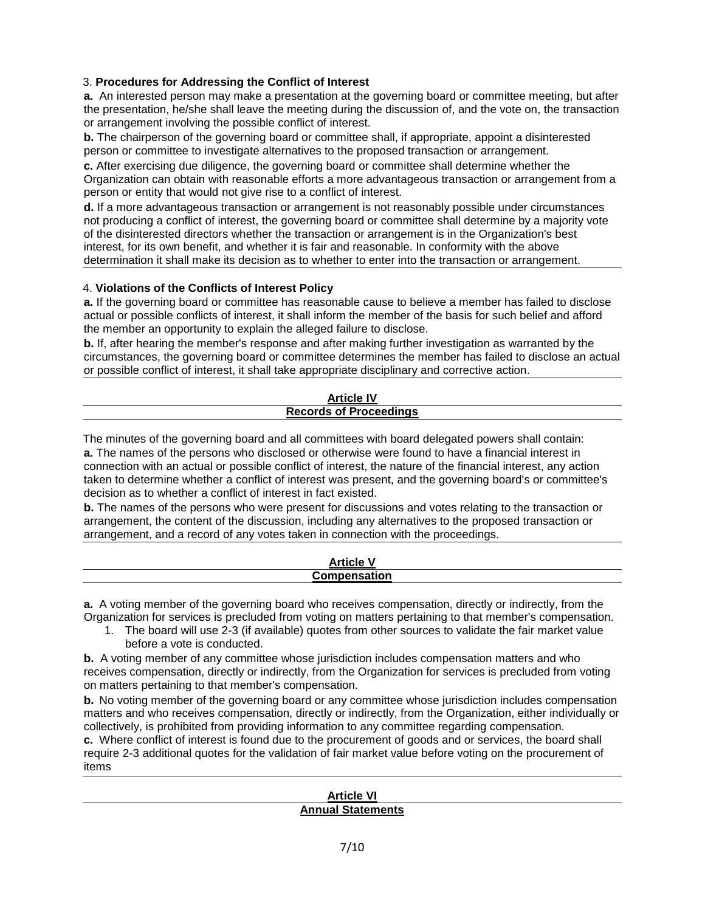3. **Procedures for Addressing the Conflict of Interest**

**a.** An interested person may make a presentation at the governing board or committee meeting, but after the presentation, he/she shall leave the meeting during the discussion of, and the vote on, the transaction or arrangement involving the possible conflict of interest.

**b.** The chairperson of the governing board or committee shall, if appropriate, appoint a disinterested person or committee to investigate alternatives to the proposed transaction or arrangement.

**c.** After exercising due diligence, the governing board or committee shall determine whether the Organization can obtain with reasonable efforts a more advantageous transaction or arrangement from a person or entity that would not give rise to a conflict of interest.

**d.** If a more advantageous transaction or arrangement is not reasonably possible under circumstances not producing a conflict of interest, the governing board or committee shall determine by a majority vote of the disinterested directors whether the transaction or arrangement is in the Organization's best interest, for its own benefit, and whether it is fair and reasonable. In conformity with the above determination it shall make its decision as to whether to enter into the transaction or arrangement.

4. **Violations of the Conflicts of Interest Policy**

**a.** If the governing board or committee has reasonable cause to believe a member has failed to disclose actual or possible conflicts of interest, it shall inform the member of the basis for such belief and afford the member an opportunity to explain the alleged failure to disclose.

**b.** If, after hearing the member's response and after making further investigation as warranted by the circumstances, the governing board or committee determines the member has failed to disclose an actual or possible conflict of interest, it shall take appropriate disciplinary and corrective action.

## Article IV
## Records of Proceedings

The minutes of the governing board and all committees with board delegated powers shall contain:

**a.** The names of the persons who disclosed or otherwise were found to have a financial interest in connection with an actual or possible conflict of interest, the nature of the financial interest, any action taken to determine whether a conflict of interest was present, and the governing board's or committee's decision as to whether a conflict of interest in fact existed.

**b.** The names of the persons who were present for discussions and votes relating to the transaction or arrangement, the content of the discussion, including any alternatives to the proposed transaction or arrangement, and a record of any votes taken in connection with the proceedings.

## Article V
## Compensation

**a.** A voting member of the governing board who receives compensation, directly or indirectly, from the Organization for services is precluded from voting on matters pertaining to that member's compensation.

1. The board will use 2-3 (if available) quotes from other sources to validate the fair market value before a vote is conducted.

**b.** A voting member of any committee whose jurisdiction includes compensation matters and who receives compensation, directly or indirectly, from the Organization for services is precluded from voting on matters pertaining to that member's compensation.

**b.** No voting member of the governing board or any committee whose jurisdiction includes compensation matters and who receives compensation, directly or indirectly, from the Organization, either individually or collectively, is prohibited from providing information to any committee regarding compensation.

**c.** Where conflict of interest is found due to the procurement of goods and or services, the board shall require 2-3 additional quotes for the validation of fair market value before voting on the procurement of items

## Article VI
## Annual Statements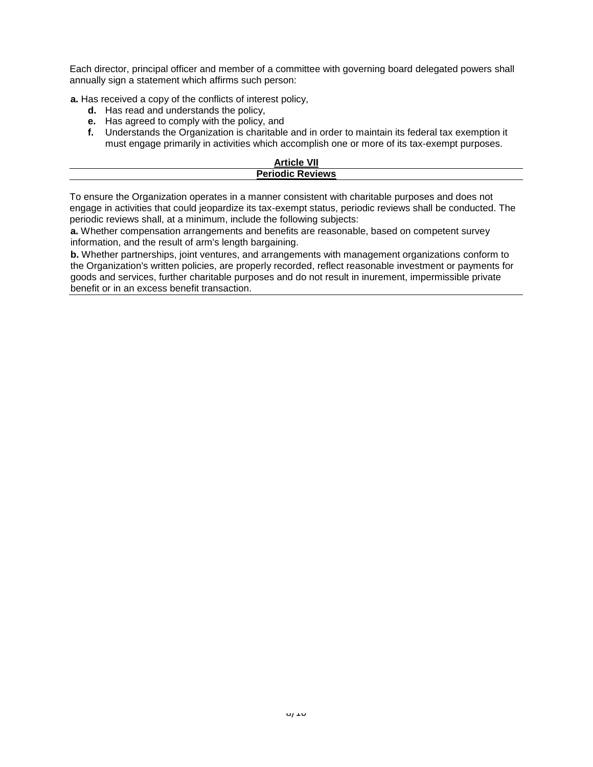Each director, principal officer and member of a committee with governing board delegated powers shall annually sign a statement which affirms such person:

**a.** Has received a copy of the conflicts of interest policy,

**d.** Has read and understands the policy,

**e.** Has agreed to comply with the policy, and

**f.** Understands the Organization is charitable and in order to maintain its federal tax exemption it must engage primarily in activities which accomplish one or more of its tax-exempt purposes.

## Article VII
## Periodic Reviews

To ensure the Organization operates in a manner consistent with charitable purposes and does not engage in activities that could jeopardize its tax-exempt status, periodic reviews shall be conducted. The periodic reviews shall, at a minimum, include the following subjects:

**a.** Whether compensation arrangements and benefits are reasonable, based on competent survey information, and the result of arm's length bargaining.

**b.** Whether partnerships, joint ventures, and arrangements with management organizations conform to the Organization's written policies, are properly recorded, reflect reasonable investment or payments for goods and services, further charitable purposes and do not result in inurement, impermissible private benefit or in an excess benefit transaction.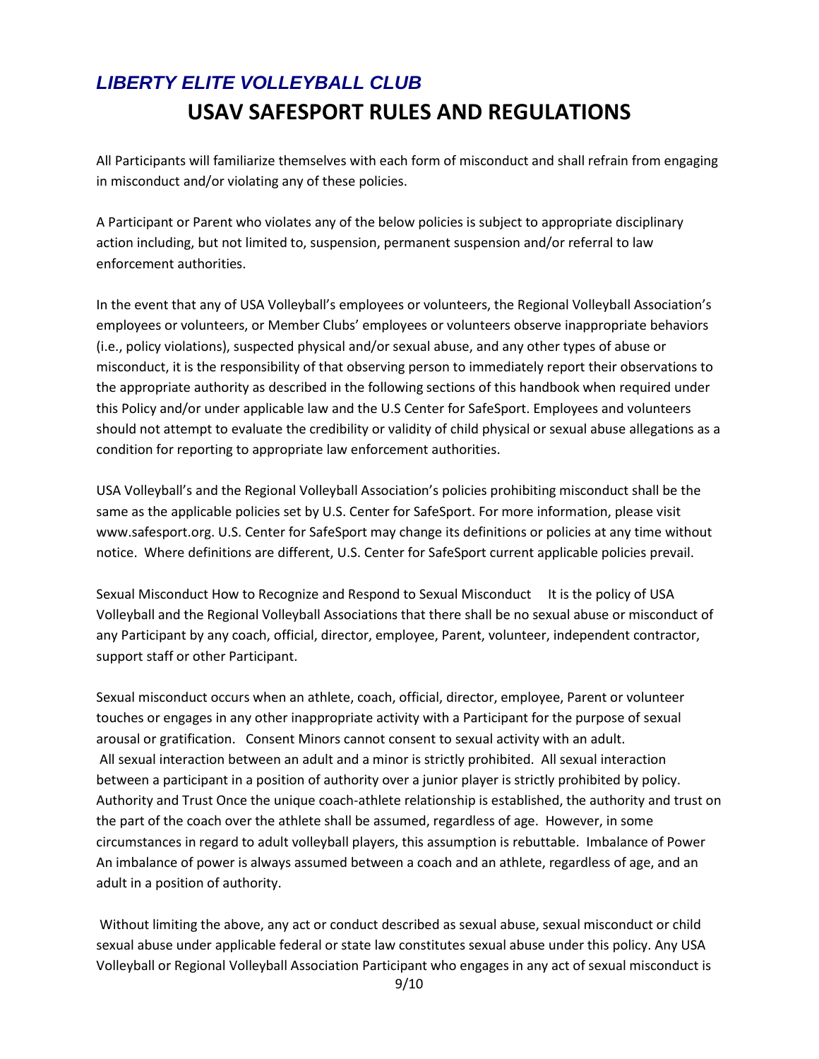# *LIBERTY ELITE VOLLEYBALL CLUB*

## USAV SAFESPORT RULES AND REGULATIONS

All Participants will familiarize themselves with each form of misconduct and shall refrain from engaging in misconduct and/or violating any of these policies.

A Participant or Parent who violates any of the below policies is subject to appropriate disciplinary action including, but not limited to, suspension, permanent suspension and/or referral to law enforcement authorities.

In the event that any of USA Volleyball's employees or volunteers, the Regional Volleyball Association's employees or volunteers, or Member Clubs' employees or volunteers observe inappropriate behaviors (i.e., policy violations), suspected physical and/or sexual abuse, and any other types of abuse or misconduct, it is the responsibility of that observing person to immediately report their observations to the appropriate authority as described in the following sections of this handbook when required under this Policy and/or under applicable law and the U.S Center for SafeSport. Employees and volunteers should not attempt to evaluate the credibility or validity of child physical or sexual abuse allegations as a condition for reporting to appropriate law enforcement authorities.

USA Volleyball's and the Regional Volleyball Association's policies prohibiting misconduct shall be the same as the applicable policies set by U.S. Center for SafeSport. For more information, please visit www.safesport.org. U.S. Center for SafeSport may change its definitions or policies at any time without notice. Where definitions are different, U.S. Center for SafeSport current applicable policies prevail.

Sexual Misconduct How to Recognize and Respond to Sexual Misconduct It is the policy of USA Volleyball and the Regional Volleyball Associations that there shall be no sexual abuse or misconduct of any Participant by any coach, official, director, employee, Parent, volunteer, independent contractor, support staff or other Participant.

Sexual misconduct occurs when an athlete, coach, official, director, employee, Parent or volunteer touches or engages in any other inappropriate activity with a Participant for the purpose of sexual arousal or gratification. Consent Minors cannot consent to sexual activity with an adult. All sexual interaction between an adult and a minor is strictly prohibited. All sexual interaction between a participant in a position of authority over a junior player is strictly prohibited by policy. Authority and Trust Once the unique coach-athlete relationship is established, the authority and trust on the part of the coach over the athlete shall be assumed, regardless of age. However, in some circumstances in regard to adult volleyball players, this assumption is rebuttable. Imbalance of Power An imbalance of power is always assumed between a coach and an athlete, regardless of age, and an adult in a position of authority.

Without limiting the above, any act or conduct described as sexual abuse, sexual misconduct or child sexual abuse under applicable federal or state law constitutes sexual abuse under this policy. Any USA Volleyball or Regional Volleyball Association Participant who engages in any act of sexual misconduct is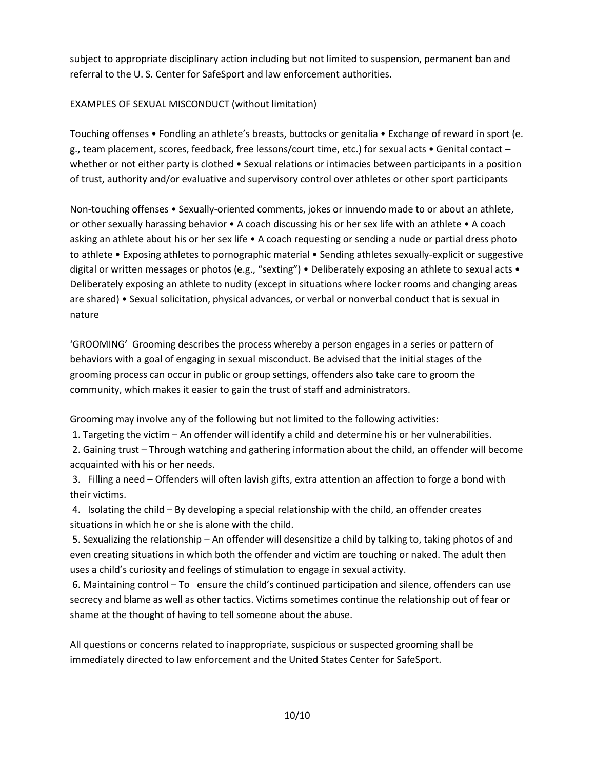subject to appropriate disciplinary action including but not limited to suspension, permanent ban and referral to the U. S. Center for SafeSport and law enforcement authorities.

EXAMPLES OF SEXUAL MISCONDUCT (without limitation)

Touching offenses • Fondling an athlete's breasts, buttocks or genitalia • Exchange of reward in sport (e. g., team placement, scores, feedback, free lessons/court time, etc.) for sexual acts • Genital contact – whether or not either party is clothed • Sexual relations or intimacies between participants in a position of trust, authority and/or evaluative and supervisory control over athletes or other sport participants

Non-touching offenses • Sexually-oriented comments, jokes or innuendo made to or about an athlete, or other sexually harassing behavior • A coach discussing his or her sex life with an athlete • A coach asking an athlete about his or her sex life • A coach requesting or sending a nude or partial dress photo to athlete • Exposing athletes to pornographic material • Sending athletes sexually-explicit or suggestive digital or written messages or photos (e.g., "sexting") • Deliberately exposing an athlete to sexual acts • Deliberately exposing an athlete to nudity (except in situations where locker rooms and changing areas are shared) • Sexual solicitation, physical advances, or verbal or nonverbal conduct that is sexual in nature

'GROOMING' Grooming describes the process whereby a person engages in a series or pattern of behaviors with a goal of engaging in sexual misconduct. Be advised that the initial stages of the grooming process can occur in public or group settings, offenders also take care to groom the community, which makes it easier to gain the trust of staff and administrators.

Grooming may involve any of the following but not limited to the following activities:

1. Targeting the victim – An offender will identify a child and determine his or her vulnerabilities.
2. Gaining trust – Through watching and gathering information about the child, an offender will become acquainted with his or her needs.
3. Filling a need – Offenders will often lavish gifts, extra attention an affection to forge a bond with their victims.
4. Isolating the child – By developing a special relationship with the child, an offender creates situations in which he or she is alone with the child.
5. Sexualizing the relationship – An offender will desensitize a child by talking to, taking photos of and even creating situations in which both the offender and victim are touching or naked. The adult then uses a child's curiosity and feelings of stimulation to engage in sexual activity.
6. Maintaining control – To ensure the child's continued participation and silence, offenders can use secrecy and blame as well as other tactics. Victims sometimes continue the relationship out of fear or shame at the thought of having to tell someone about the abuse.

All questions or concerns related to inappropriate, suspicious or suspected grooming shall be immediately directed to law enforcement and the United States Center for SafeSport.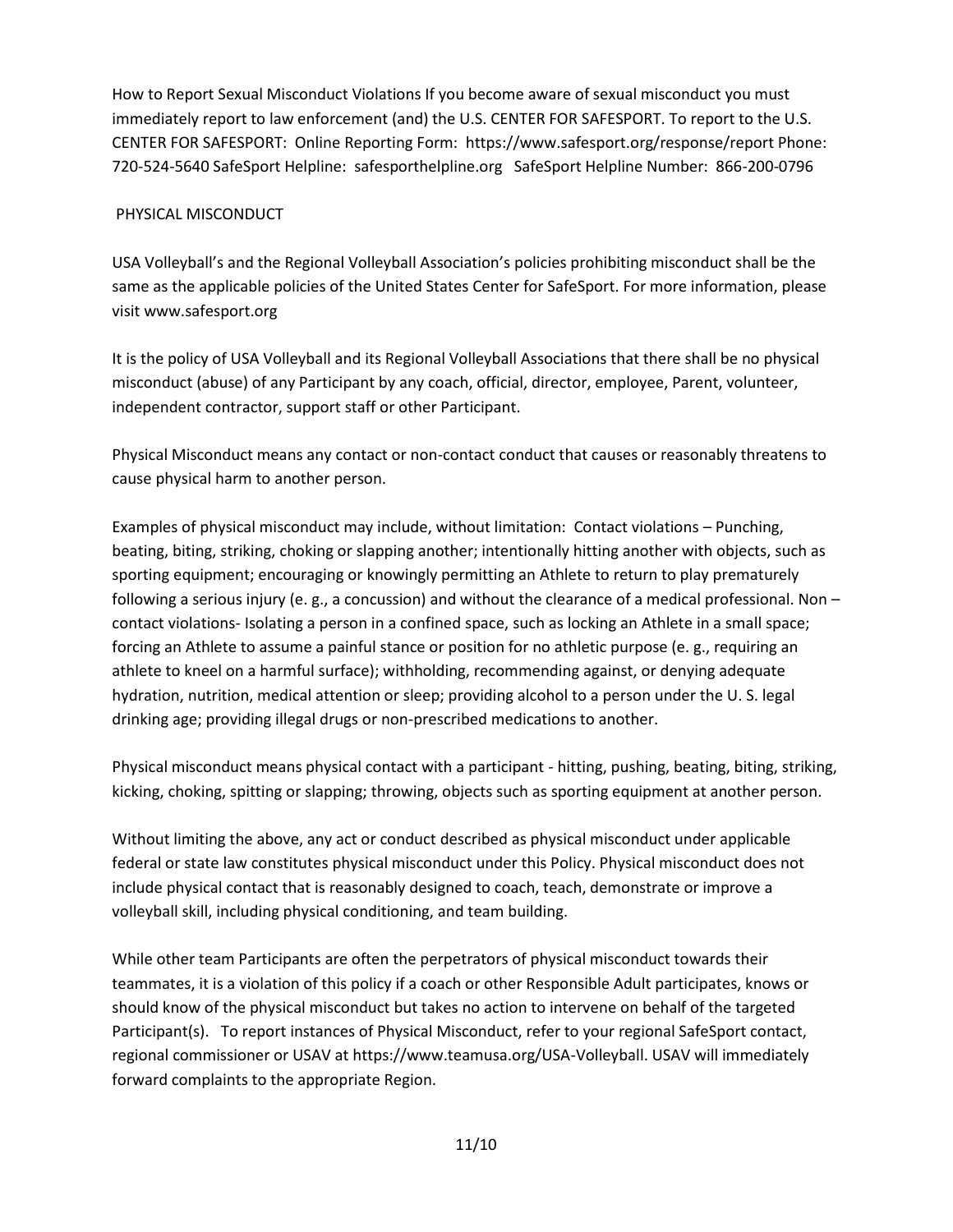How to Report Sexual Misconduct Violations If you become aware of sexual misconduct you must immediately report to law enforcement (and) the U.S. CENTER FOR SAFESPORT. To report to the U.S. CENTER FOR SAFESPORT: Online Reporting Form: https://www.safesport.org/response/report Phone: 720-524-5640 SafeSport Helpline: safesporthelpline.org SafeSport Helpline Number: 866-200-0796

## PHYSICAL MISCONDUCT

USA Volleyball's and the Regional Volleyball Association's policies prohibiting misconduct shall be the same as the applicable policies of the United States Center for SafeSport. For more information, please visit www.safesport.org

It is the policy of USA Volleyball and its Regional Volleyball Associations that there shall be no physical misconduct (abuse) of any Participant by any coach, official, director, employee, Parent, volunteer, independent contractor, support staff or other Participant.

Physical Misconduct means any contact or non-contact conduct that causes or reasonably threatens to cause physical harm to another person.

Examples of physical misconduct may include, without limitation: Contact violations – Punching, beating, biting, striking, choking or slapping another; intentionally hitting another with objects, such as sporting equipment; encouraging or knowingly permitting an Athlete to return to play prematurely following a serious injury (e. g., a concussion) and without the clearance of a medical professional. Non – contact violations- Isolating a person in a confined space, such as locking an Athlete in a small space; forcing an Athlete to assume a painful stance or position for no athletic purpose (e. g., requiring an athlete to kneel on a harmful surface); withholding, recommending against, or denying adequate hydration, nutrition, medical attention or sleep; providing alcohol to a person under the U. S. legal drinking age; providing illegal drugs or non-prescribed medications to another.

Physical misconduct means physical contact with a participant - hitting, pushing, beating, biting, striking, kicking, choking, spitting or slapping; throwing, objects such as sporting equipment at another person.

Without limiting the above, any act or conduct described as physical misconduct under applicable federal or state law constitutes physical misconduct under this Policy. Physical misconduct does not include physical contact that is reasonably designed to coach, teach, demonstrate or improve a volleyball skill, including physical conditioning, and team building.

While other team Participants are often the perpetrators of physical misconduct towards their teammates, it is a violation of this policy if a coach or other Responsible Adult participates, knows or should know of the physical misconduct but takes no action to intervene on behalf of the targeted Participant(s). To report instances of Physical Misconduct, refer to your regional SafeSport contact, regional commissioner or USAV at https://www.teamusa.org/USA-Volleyball. USAV will immediately forward complaints to the appropriate Region.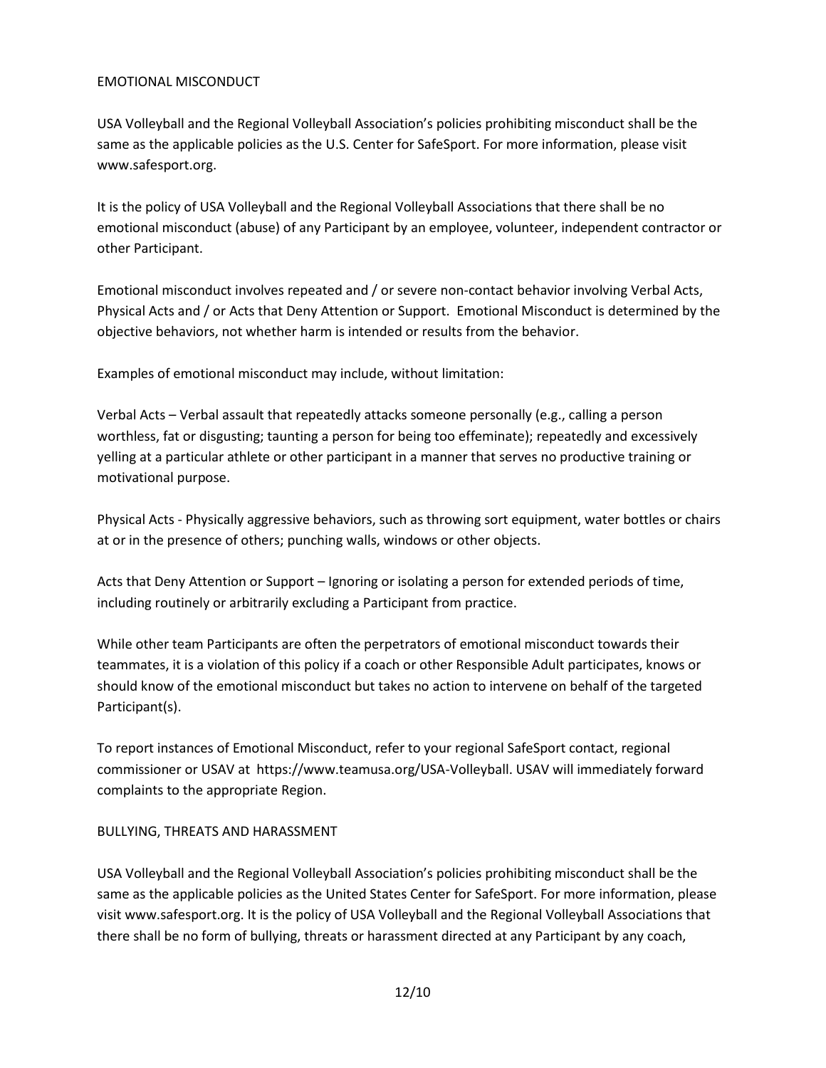## EMOTIONAL MISCONDUCT

USA Volleyball and the Regional Volleyball Association's policies prohibiting misconduct shall be the same as the applicable policies as the U.S. Center for SafeSport. For more information, please visit www.safesport.org.

It is the policy of USA Volleyball and the Regional Volleyball Associations that there shall be no emotional misconduct (abuse) of any Participant by an employee, volunteer, independent contractor or other Participant.

Emotional misconduct involves repeated and / or severe non-contact behavior involving Verbal Acts, Physical Acts and / or Acts that Deny Attention or Support. Emotional Misconduct is determined by the objective behaviors, not whether harm is intended or results from the behavior.

Examples of emotional misconduct may include, without limitation:

Verbal Acts – Verbal assault that repeatedly attacks someone personally (e.g., calling a person worthless, fat or disgusting; taunting a person for being too effeminate); repeatedly and excessively yelling at a particular athlete or other participant in a manner that serves no productive training or motivational purpose.

Physical Acts - Physically aggressive behaviors, such as throwing sort equipment, water bottles or chairs at or in the presence of others; punching walls, windows or other objects.

Acts that Deny Attention or Support – Ignoring or isolating a person for extended periods of time, including routinely or arbitrarily excluding a Participant from practice.

While other team Participants are often the perpetrators of emotional misconduct towards their teammates, it is a violation of this policy if a coach or other Responsible Adult participates, knows or should know of the emotional misconduct but takes no action to intervene on behalf of the targeted Participant(s).

To report instances of Emotional Misconduct, refer to your regional SafeSport contact, regional commissioner or USAV at https://www.teamusa.org/USA-Volleyball. USAV will immediately forward complaints to the appropriate Region.

## BULLYING, THREATS AND HARASSMENT

USA Volleyball and the Regional Volleyball Association's policies prohibiting misconduct shall be the same as the applicable policies as the United States Center for SafeSport. For more information, please visit www.safesport.org. It is the policy of USA Volleyball and the Regional Volleyball Associations that there shall be no form of bullying, threats or harassment directed at any Participant by any coach,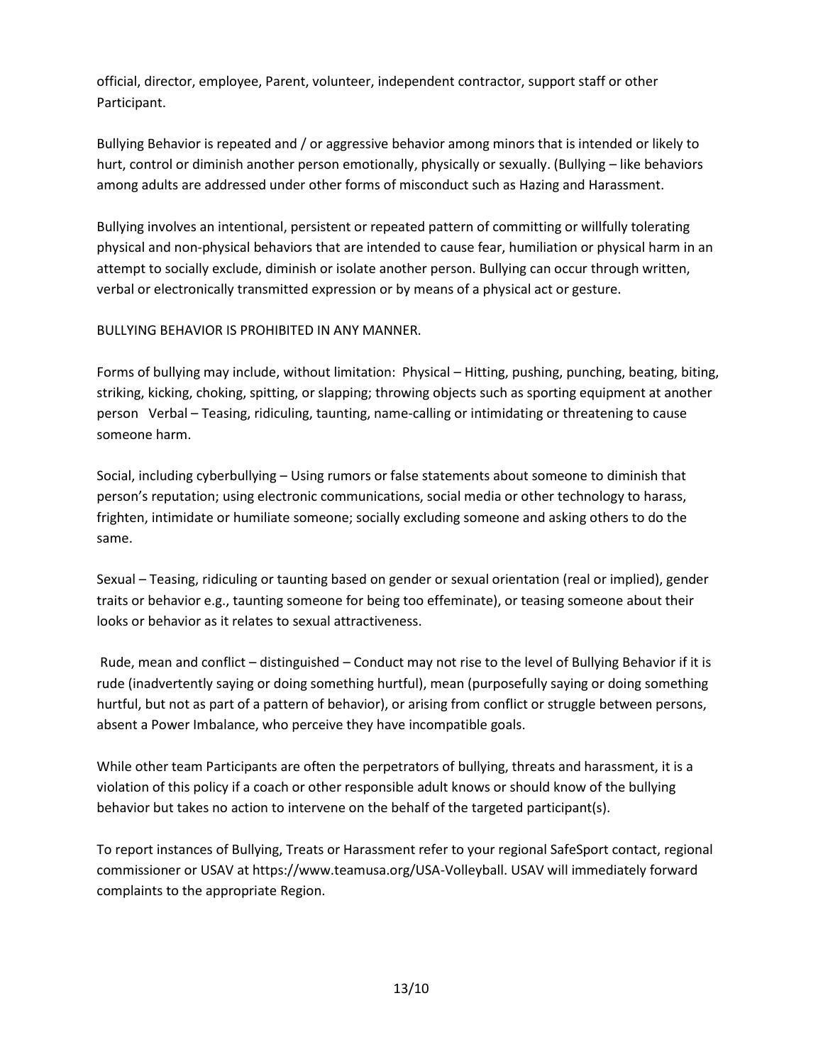official, director, employee, Parent, volunteer, independent contractor, support staff or other Participant.

Bullying Behavior is repeated and / or aggressive behavior among minors that is intended or likely to hurt, control or diminish another person emotionally, physically or sexually. (Bullying – like behaviors among adults are addressed under other forms of misconduct such as Hazing and Harassment.

Bullying involves an intentional, persistent or repeated pattern of committing or willfully tolerating physical and non-physical behaviors that are intended to cause fear, humiliation or physical harm in an attempt to socially exclude, diminish or isolate another person. Bullying can occur through written, verbal or electronically transmitted expression or by means of a physical act or gesture.

BULLYING BEHAVIOR IS PROHIBITED IN ANY MANNER.

Forms of bullying may include, without limitation: Physical – Hitting, pushing, punching, beating, biting, striking, kicking, choking, spitting, or slapping; throwing objects such as sporting equipment at another person Verbal – Teasing, ridiculing, taunting, name-calling or intimidating or threatening to cause someone harm.

Social, including cyberbullying – Using rumors or false statements about someone to diminish that person's reputation; using electronic communications, social media or other technology to harass, frighten, intimidate or humiliate someone; socially excluding someone and asking others to do the same.

Sexual – Teasing, ridiculing or taunting based on gender or sexual orientation (real or implied), gender traits or behavior e.g., taunting someone for being too effeminate), or teasing someone about their looks or behavior as it relates to sexual attractiveness.

Rude, mean and conflict – distinguished – Conduct may not rise to the level of Bullying Behavior if it is rude (inadvertently saying or doing something hurtful), mean (purposefully saying or doing something hurtful, but not as part of a pattern of behavior), or arising from conflict or struggle between persons, absent a Power Imbalance, who perceive they have incompatible goals.

While other team Participants are often the perpetrators of bullying, threats and harassment, it is a violation of this policy if a coach or other responsible adult knows or should know of the bullying behavior but takes no action to intervene on the behalf of the targeted participant(s).

To report instances of Bullying, Treats or Harassment refer to your regional SafeSport contact, regional commissioner or USAV at https://www.teamusa.org/USA-Volleyball. USAV will immediately forward complaints to the appropriate Region.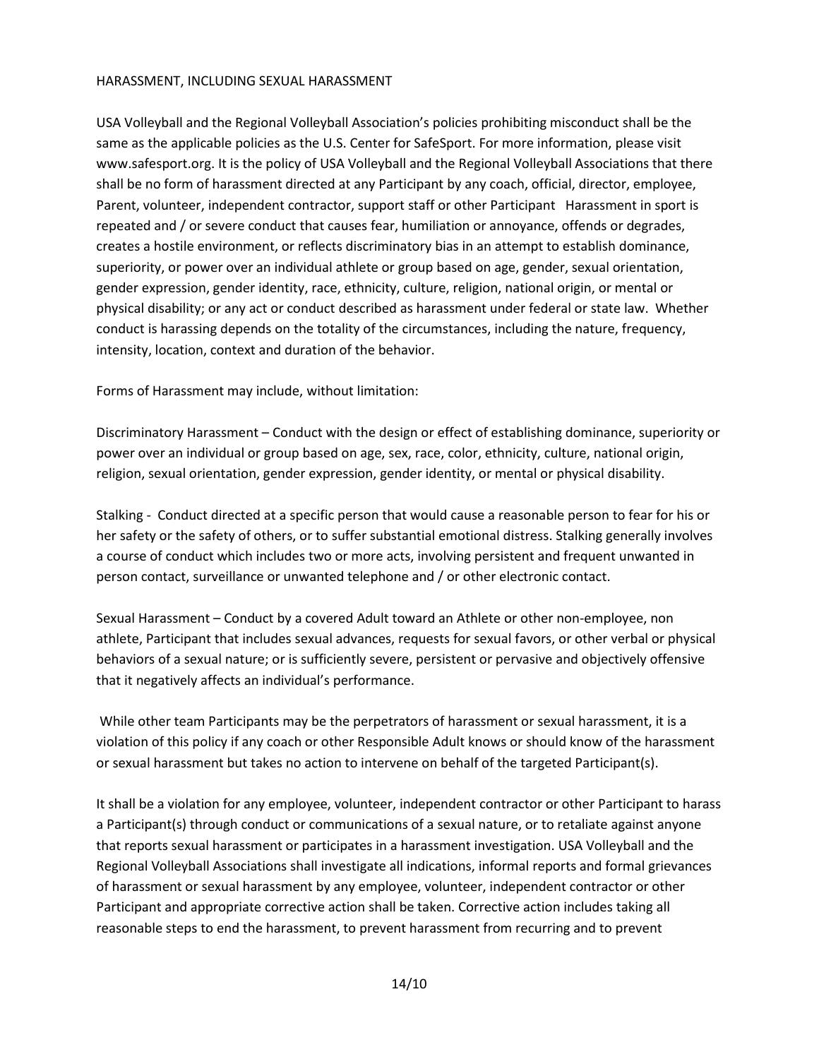## HARASSMENT, INCLUDING SEXUAL HARASSMENT

USA Volleyball and the Regional Volleyball Association's policies prohibiting misconduct shall be the same as the applicable policies as the U.S. Center for SafeSport. For more information, please visit www.safesport.org. It is the policy of USA Volleyball and the Regional Volleyball Associations that there shall be no form of harassment directed at any Participant by any coach, official, director, employee, Parent, volunteer, independent contractor, support staff or other Participant Harassment in sport is repeated and / or severe conduct that causes fear, humiliation or annoyance, offends or degrades, creates a hostile environment, or reflects discriminatory bias in an attempt to establish dominance, superiority, or power over an individual athlete or group based on age, gender, sexual orientation, gender expression, gender identity, race, ethnicity, culture, religion, national origin, or mental or physical disability; or any act or conduct described as harassment under federal or state law. Whether conduct is harassing depends on the totality of the circumstances, including the nature, frequency, intensity, location, context and duration of the behavior.

Forms of Harassment may include, without limitation:

Discriminatory Harassment – Conduct with the design or effect of establishing dominance, superiority or power over an individual or group based on age, sex, race, color, ethnicity, culture, national origin, religion, sexual orientation, gender expression, gender identity, or mental or physical disability.

Stalking - Conduct directed at a specific person that would cause a reasonable person to fear for his or her safety or the safety of others, or to suffer substantial emotional distress. Stalking generally involves a course of conduct which includes two or more acts, involving persistent and frequent unwanted in person contact, surveillance or unwanted telephone and / or other electronic contact.

Sexual Harassment – Conduct by a covered Adult toward an Athlete or other non-employee, non athlete, Participant that includes sexual advances, requests for sexual favors, or other verbal or physical behaviors of a sexual nature; or is sufficiently severe, persistent or pervasive and objectively offensive that it negatively affects an individual's performance.

While other team Participants may be the perpetrators of harassment or sexual harassment, it is a violation of this policy if any coach or other Responsible Adult knows or should know of the harassment or sexual harassment but takes no action to intervene on behalf of the targeted Participant(s).

It shall be a violation for any employee, volunteer, independent contractor or other Participant to harass a Participant(s) through conduct or communications of a sexual nature, or to retaliate against anyone that reports sexual harassment or participates in a harassment investigation. USA Volleyball and the Regional Volleyball Associations shall investigate all indications, informal reports and formal grievances of harassment or sexual harassment by any employee, volunteer, independent contractor or other Participant and appropriate corrective action shall be taken. Corrective action includes taking all reasonable steps to end the harassment, to prevent harassment from recurring and to prevent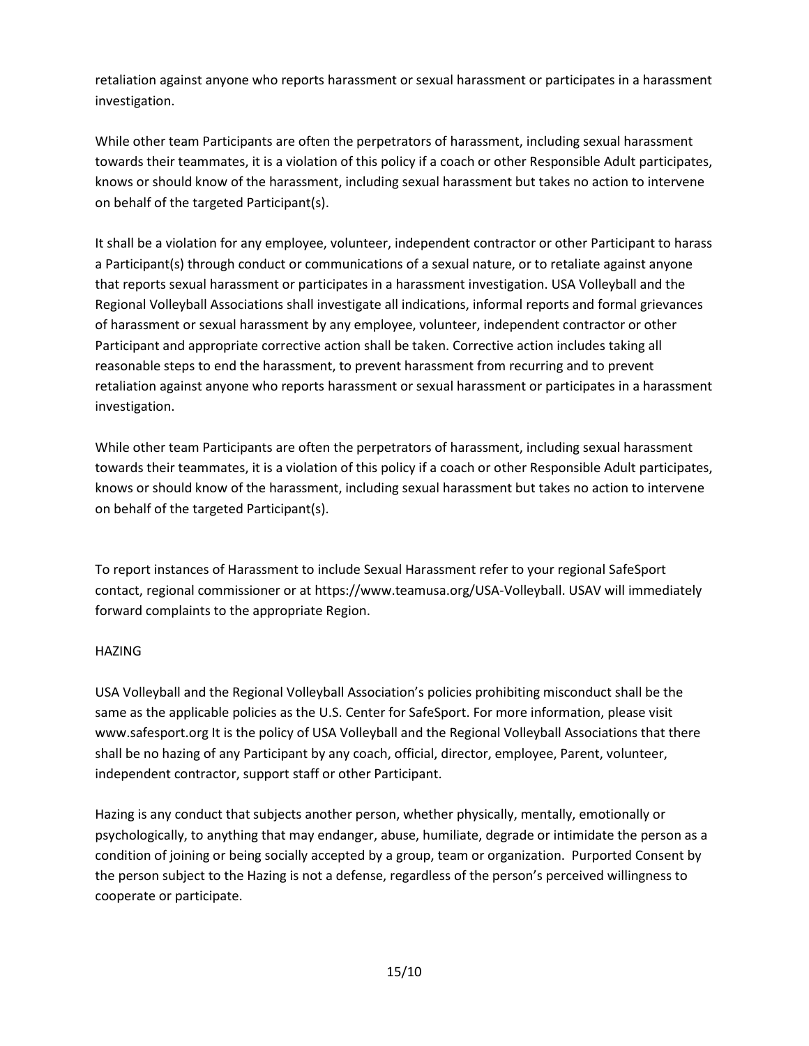retaliation against anyone who reports harassment or sexual harassment or participates in a harassment investigation.

While other team Participants are often the perpetrators of harassment, including sexual harassment towards their teammates, it is a violation of this policy if a coach or other Responsible Adult participates, knows or should know of the harassment, including sexual harassment but takes no action to intervene on behalf of the targeted Participant(s).

It shall be a violation for any employee, volunteer, independent contractor or other Participant to harass a Participant(s) through conduct or communications of a sexual nature, or to retaliate against anyone that reports sexual harassment or participates in a harassment investigation. USA Volleyball and the Regional Volleyball Associations shall investigate all indications, informal reports and formal grievances of harassment or sexual harassment by any employee, volunteer, independent contractor or other Participant and appropriate corrective action shall be taken. Corrective action includes taking all reasonable steps to end the harassment, to prevent harassment from recurring and to prevent retaliation against anyone who reports harassment or sexual harassment or participates in a harassment investigation.

While other team Participants are often the perpetrators of harassment, including sexual harassment towards their teammates, it is a violation of this policy if a coach or other Responsible Adult participates, knows or should know of the harassment, including sexual harassment but takes no action to intervene on behalf of the targeted Participant(s).

To report instances of Harassment to include Sexual Harassment refer to your regional SafeSport contact, regional commissioner or at https://www.teamusa.org/USA-Volleyball. USAV will immediately forward complaints to the appropriate Region.

## HAZING

USA Volleyball and the Regional Volleyball Association's policies prohibiting misconduct shall be the same as the applicable policies as the U.S. Center for SafeSport. For more information, please visit www.safesport.org It is the policy of USA Volleyball and the Regional Volleyball Associations that there shall be no hazing of any Participant by any coach, official, director, employee, Parent, volunteer, independent contractor, support staff or other Participant.

Hazing is any conduct that subjects another person, whether physically, mentally, emotionally or psychologically, to anything that may endanger, abuse, humiliate, degrade or intimidate the person as a condition of joining or being socially accepted by a group, team or organization. Purported Consent by the person subject to the Hazing is not a defense, regardless of the person's perceived willingness to cooperate or participate.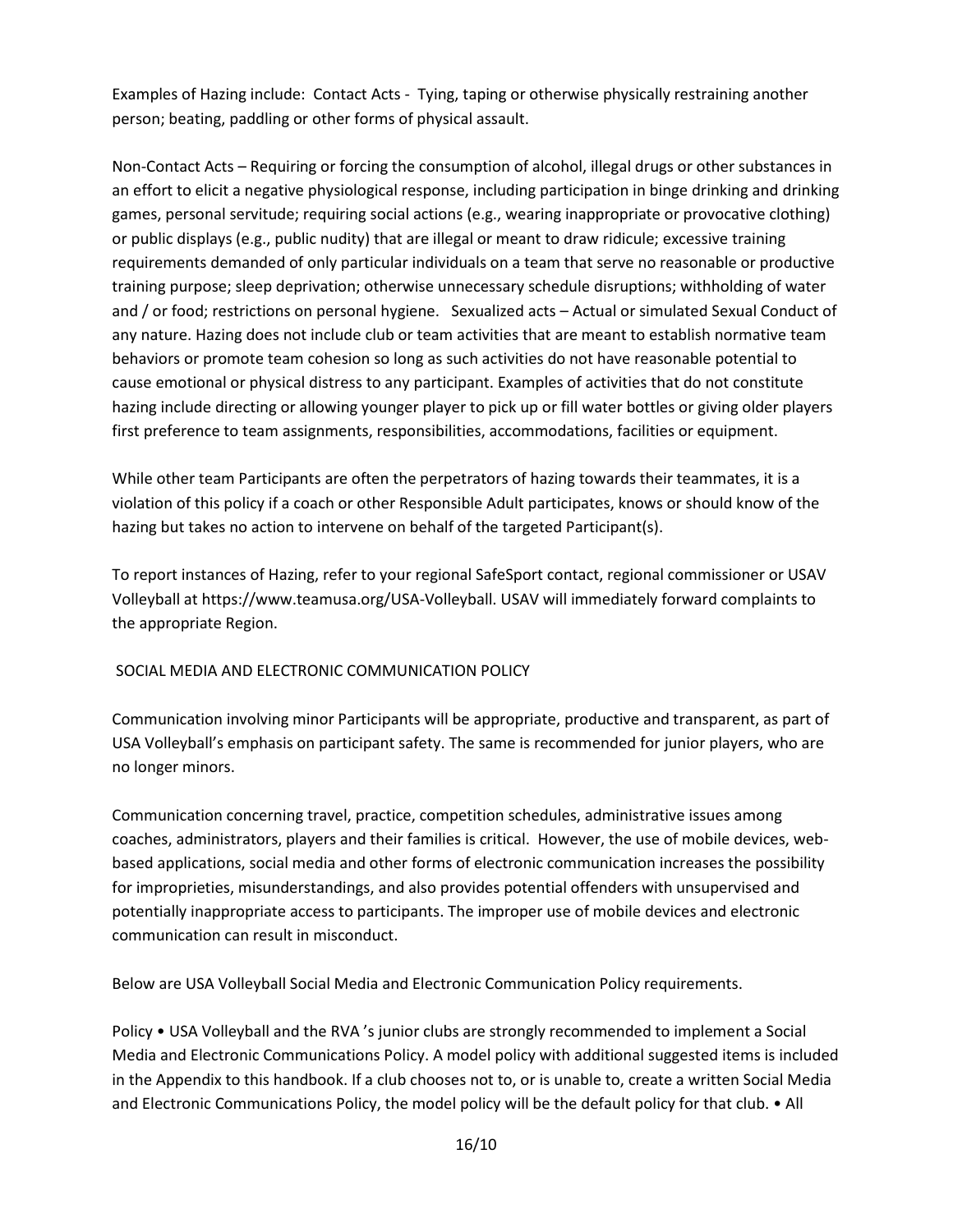Examples of Hazing include: Contact Acts - Tying, taping or otherwise physically restraining another person; beating, paddling or other forms of physical assault.

Non-Contact Acts – Requiring or forcing the consumption of alcohol, illegal drugs or other substances in an effort to elicit a negative physiological response, including participation in binge drinking and drinking games, personal servitude; requiring social actions (e.g., wearing inappropriate or provocative clothing) or public displays (e.g., public nudity) that are illegal or meant to draw ridicule; excessive training requirements demanded of only particular individuals on a team that serve no reasonable or productive training purpose; sleep deprivation; otherwise unnecessary schedule disruptions; withholding of water and / or food; restrictions on personal hygiene. Sexualized acts – Actual or simulated Sexual Conduct of any nature. Hazing does not include club or team activities that are meant to establish normative team behaviors or promote team cohesion so long as such activities do not have reasonable potential to cause emotional or physical distress to any participant. Examples of activities that do not constitute hazing include directing or allowing younger player to pick up or fill water bottles or giving older players first preference to team assignments, responsibilities, accommodations, facilities or equipment.

While other team Participants are often the perpetrators of hazing towards their teammates, it is a violation of this policy if a coach or other Responsible Adult participates, knows or should know of the hazing but takes no action to intervene on behalf of the targeted Participant(s).

To report instances of Hazing, refer to your regional SafeSport contact, regional commissioner or USAV Volleyball at https://www.teamusa.org/USA-Volleyball. USAV will immediately forward complaints to the appropriate Region.

## SOCIAL MEDIA AND ELECTRONIC COMMUNICATION POLICY

Communication involving minor Participants will be appropriate, productive and transparent, as part of USA Volleyball's emphasis on participant safety. The same is recommended for junior players, who are no longer minors.

Communication concerning travel, practice, competition schedules, administrative issues among coaches, administrators, players and their families is critical. However, the use of mobile devices, web-based applications, social media and other forms of electronic communication increases the possibility for improprieties, misunderstandings, and also provides potential offenders with unsupervised and potentially inappropriate access to participants. The improper use of mobile devices and electronic communication can result in misconduct.

Below are USA Volleyball Social Media and Electronic Communication Policy requirements.

Policy • USA Volleyball and the RVA 's junior clubs are strongly recommended to implement a Social Media and Electronic Communications Policy. A model policy with additional suggested items is included in the Appendix to this handbook. If a club chooses not to, or is unable to, create a written Social Media and Electronic Communications Policy, the model policy will be the default policy for that club. • All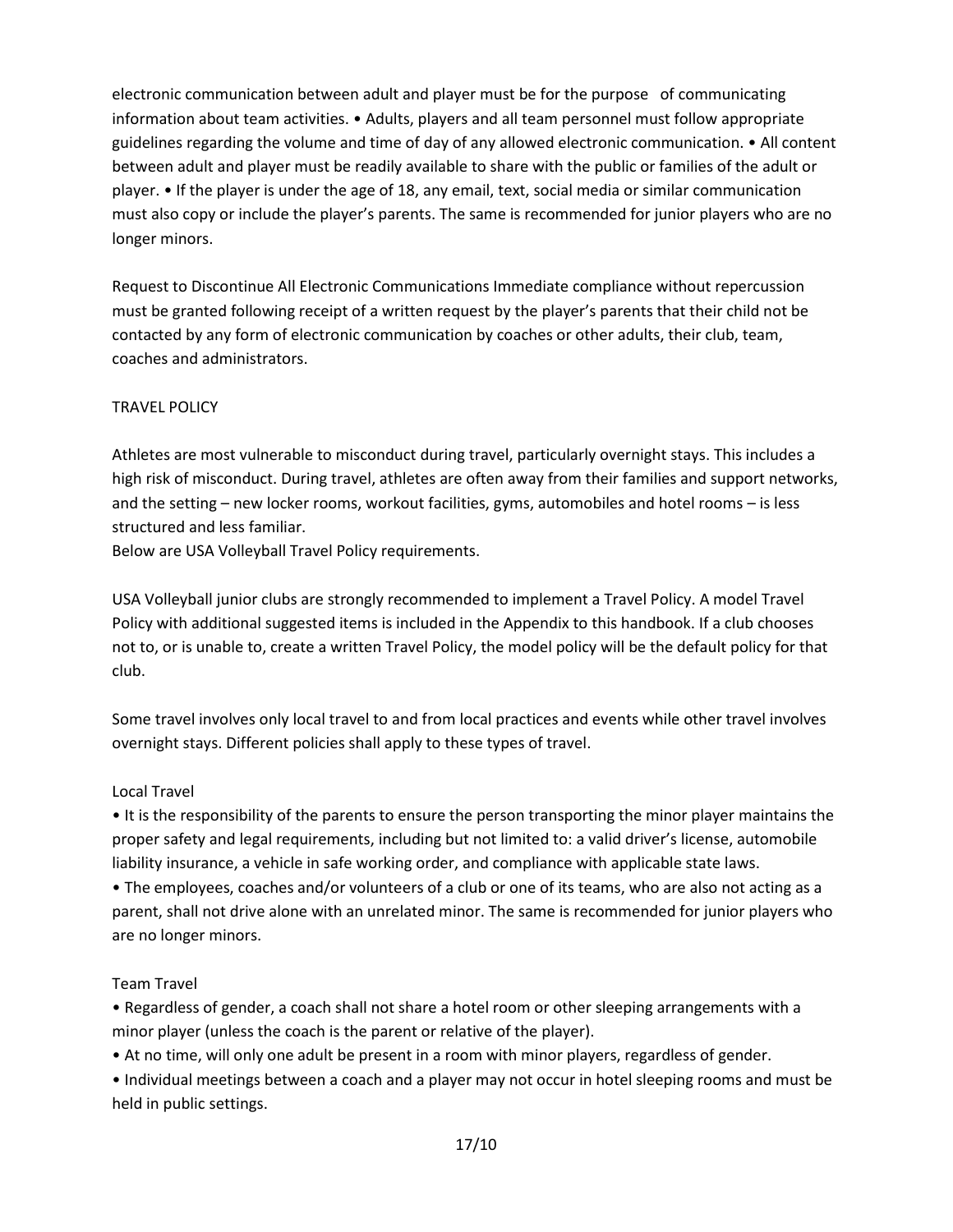electronic communication between adult and player must be for the purpose of communicating information about team activities. • Adults, players and all team personnel must follow appropriate guidelines regarding the volume and time of day of any allowed electronic communication. • All content between adult and player must be readily available to share with the public or families of the adult or player. • If the player is under the age of 18, any email, text, social media or similar communication must also copy or include the player's parents. The same is recommended for junior players who are no longer minors.

Request to Discontinue All Electronic Communications Immediate compliance without repercussion must be granted following receipt of a written request by the player's parents that their child not be contacted by any form of electronic communication by coaches or other adults, their club, team, coaches and administrators.

## TRAVEL POLICY

Athletes are most vulnerable to misconduct during travel, particularly overnight stays. This includes a high risk of misconduct. During travel, athletes are often away from their families and support networks, and the setting – new locker rooms, workout facilities, gyms, automobiles and hotel rooms – is less structured and less familiar.
Below are USA Volleyball Travel Policy requirements.

USA Volleyball junior clubs are strongly recommended to implement a Travel Policy. A model Travel Policy with additional suggested items is included in the Appendix to this handbook. If a club chooses not to, or is unable to, create a written Travel Policy, the model policy will be the default policy for that club.

Some travel involves only local travel to and from local practices and events while other travel involves overnight stays. Different policies shall apply to these types of travel.

### Local Travel

- It is the responsibility of the parents to ensure the person transporting the minor player maintains the proper safety and legal requirements, including but not limited to: a valid driver's license, automobile liability insurance, a vehicle in safe working order, and compliance with applicable state laws.
- The employees, coaches and/or volunteers of a club or one of its teams, who are also not acting as a parent, shall not drive alone with an unrelated minor. The same is recommended for junior players who are no longer minors.

### Team Travel

- Regardless of gender, a coach shall not share a hotel room or other sleeping arrangements with a minor player (unless the coach is the parent or relative of the player).
- At no time, will only one adult be present in a room with minor players, regardless of gender.
- Individual meetings between a coach and a player may not occur in hotel sleeping rooms and must be held in public settings.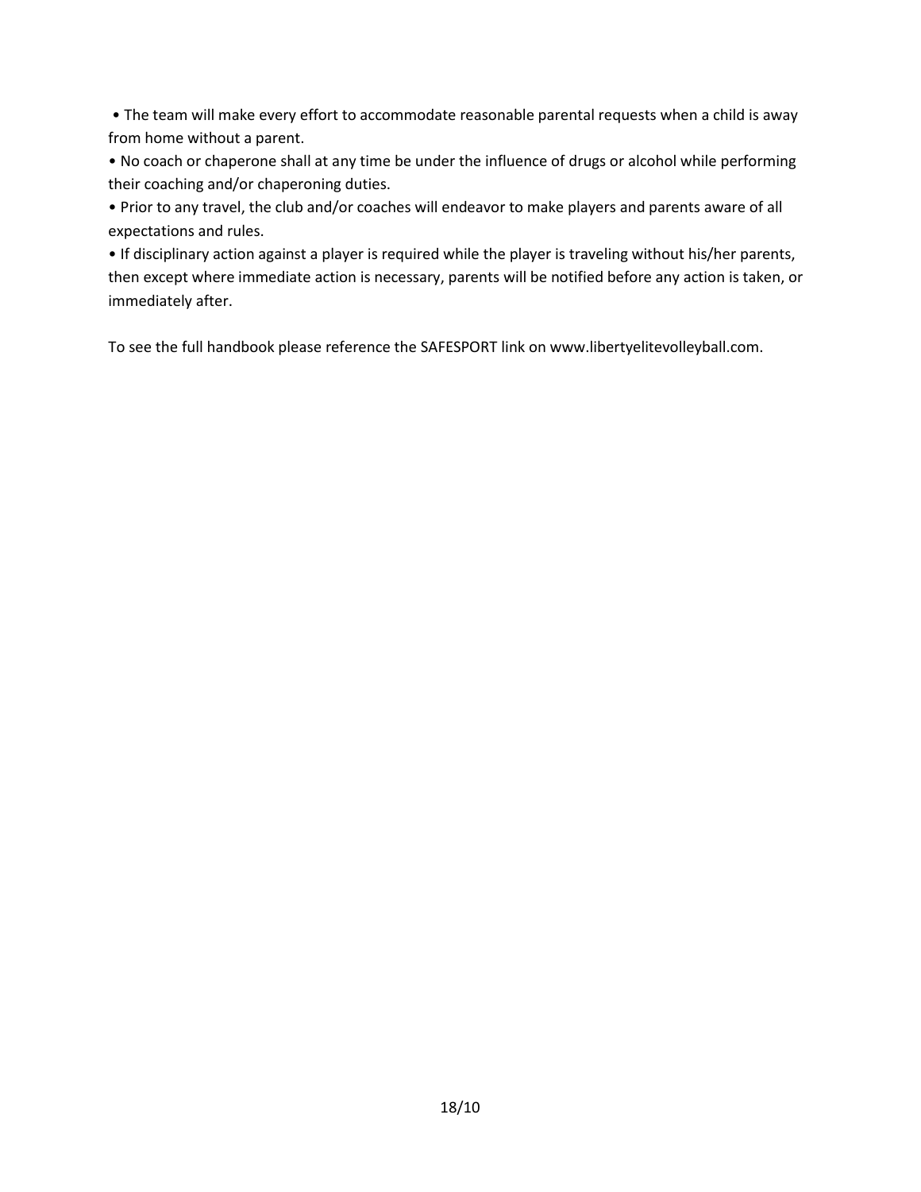- The team will make every effort to accommodate reasonable parental requests when a child is away from home without a parent.
- No coach or chaperone shall at any time be under the influence of drugs or alcohol while performing their coaching and/or chaperoning duties.
- Prior to any travel, the club and/or coaches will endeavor to make players and parents aware of all expectations and rules.
- If disciplinary action against a player is required while the player is traveling without his/her parents, then except where immediate action is necessary, parents will be notified before any action is taken, or immediately after.

To see the full handbook please reference the SAFESPORT link on www.libertyelitevolleyball.com.